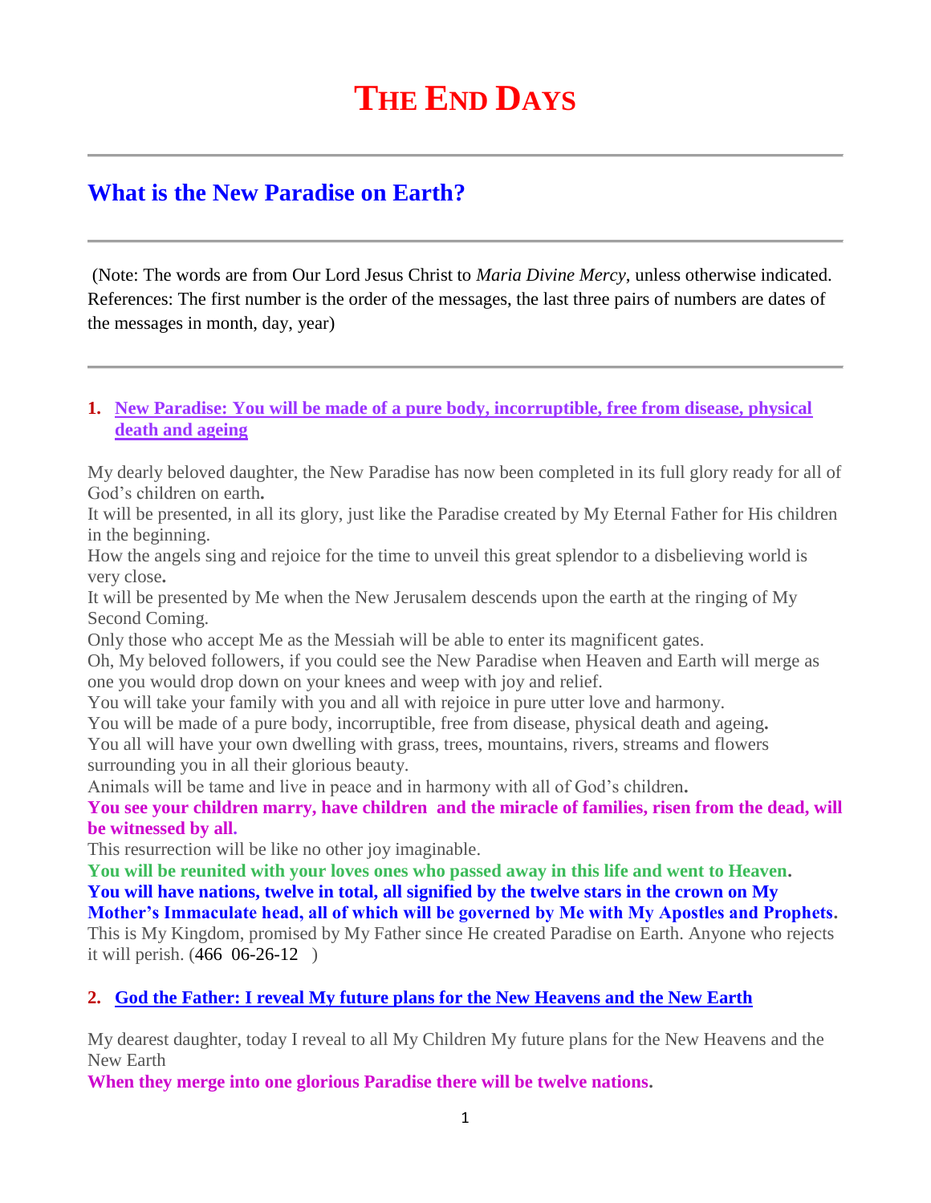# THE END DAYS

## What is the New Paradise on Earth?

(Note: The words are from Our Lord Jesus Christ to *Maria Divine Mercy*, unless otherwise indicated. References: The first number is the order of the messages, the last three pairs of numbers are dates of the messages in month, day, year)

1. **New Paradise: You will be made of a pure body, incorruptible, free from disease, physical death and ageing**

My dearly beloved daughter, the New Paradise has now been completed in its full glory ready for all of God's children on earth**.**
It will be presented, in all its glory, just like the Paradise created by My Eternal Father for His children in the beginning.
How the angels sing and rejoice for the time to unveil this great splendor to a disbelieving world is very close**.**
It will be presented by Me when the New Jerusalem descends upon the earth at the ringing of My Second Coming.
Only those who accept Me as the Messiah will be able to enter its magnificent gates.
Oh, My beloved followers, if you could see the New Paradise when Heaven and Earth will merge as one you would drop down on your knees and weep with joy and relief.
You will take your family with you and all with rejoice in pure utter love and harmony.
You will be made of a pure body, incorruptible, free from disease, physical death and ageing**.**
You all will have your own dwelling with grass, trees, mountains, rivers, streams and flowers surrounding you in all their glorious beauty.
Animals will be tame and live in peace and in harmony with all of God's children**.**
**You see your children marry, have children and the miracle of families, risen from the dead, will be witnessed by all.**
This resurrection will be like no other joy imaginable.
**You will be reunited with your loves ones who passed away in this life and went to Heaven.**
**You will have nations, twelve in total, all signified by the twelve stars in the crown on My Mother's Immaculate head, all of which will be governed by Me with My Apostles and Prophets.**
This is My Kingdom, promised by My Father since He created Paradise on Earth. Anyone who rejects it will perish. (466 06-26-12 )

2. **God the Father: I reveal My future plans for the New Heavens and the New Earth**

My dearest daughter, today I reveal to all My Children My future plans for the New Heavens and the New Earth
**When they merge into one glorious Paradise there will be twelve nations.**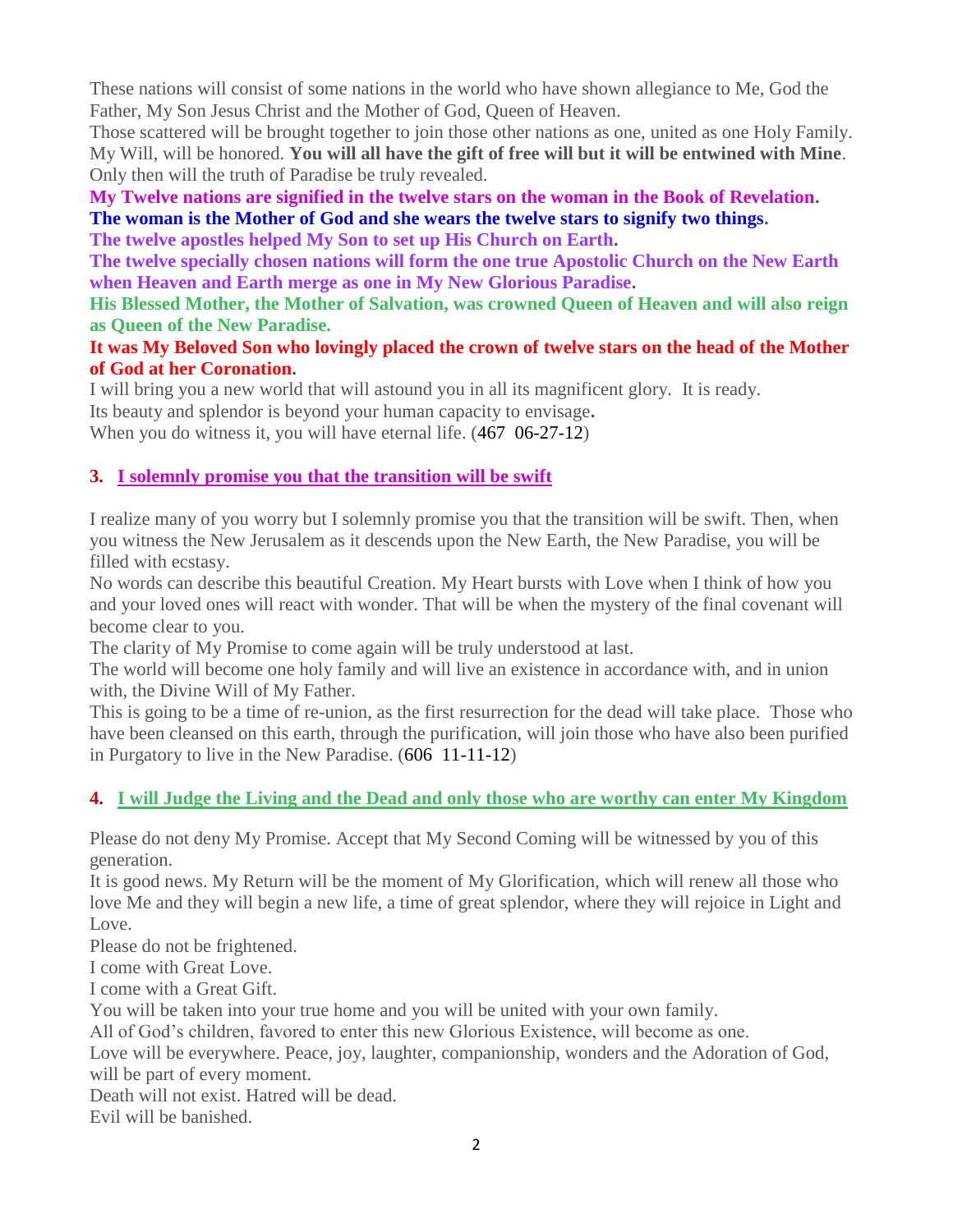These nations will consist of some nations in the world who have shown allegiance to Me, God the Father, My Son Jesus Christ and the Mother of God, Queen of Heaven.

Those scattered will be brought together to join those other nations as one, united as one Holy Family. My Will, will be honored. **You will all have the gift of free will but it will be entwined with Mine**. Only then will the truth of Paradise be truly revealed.

**My Twelve nations are signified in the twelve stars on the woman in the Book of Revelation.**

**The woman is the Mother of God and she wears the twelve stars to signify two things.**

**The twelve apostles helped My Son to set up His Church on Earth.**

**The twelve specially chosen nations will form the one true Apostolic Church on the New Earth when Heaven and Earth merge as one in My New Glorious Paradise.**

**His Blessed Mother, the Mother of Salvation, was crowned Queen of Heaven and will also reign as Queen of the New Paradise.**

**It was My Beloved Son who lovingly placed the crown of twelve stars on the head of the Mother of God at her Coronation.**

I will bring you a new world that will astound you in all its magnificent glory. It is ready.

Its beauty and splendor is beyond your human capacity to envisage.

When you do witness it, you will have eternal life. (467 06-27-12)

### 3. I solemnly promise you that the transition will be swift

I realize many of you worry but I solemnly promise you that the transition will be swift. Then, when you witness the New Jerusalem as it descends upon the New Earth, the New Paradise, you will be filled with ecstasy.

No words can describe this beautiful Creation. My Heart bursts with Love when I think of how you and your loved ones will react with wonder. That will be when the mystery of the final covenant will become clear to you.

The clarity of My Promise to come again will be truly understood at last.

The world will become one holy family and will live an existence in accordance with, and in union with, the Divine Will of My Father.

This is going to be a time of re-union, as the first resurrection for the dead will take place. Those who have been cleansed on this earth, through the purification, will join those who have also been purified in Purgatory to live in the New Paradise. (606 11-11-12)

### 4. I will Judge the Living and the Dead and only those who are worthy can enter My Kingdom

Please do not deny My Promise. Accept that My Second Coming will be witnessed by you of this generation.

It is good news. My Return will be the moment of My Glorification, which will renew all those who love Me and they will begin a new life, a time of great splendor, where they will rejoice in Light and Love.

Please do not be frightened.

I come with Great Love.

I come with a Great Gift.

You will be taken into your true home and you will be united with your own family.

All of God's children, favored to enter this new Glorious Existence, will become as one.

Love will be everywhere. Peace, joy, laughter, companionship, wonders and the Adoration of God, will be part of every moment.

Death will not exist. Hatred will be dead.

Evil will be banished.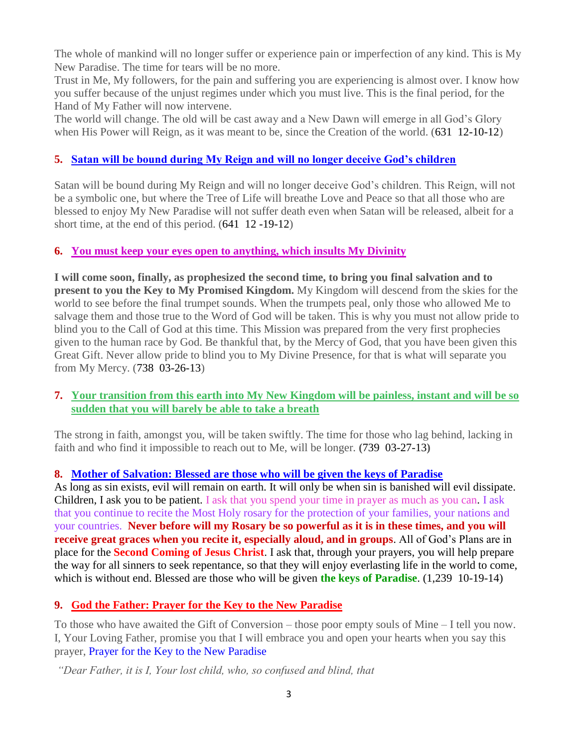The whole of mankind will no longer suffer or experience pain or imperfection of any kind. This is My New Paradise. The time for tears will be no more.
Trust in Me, My followers, for the pain and suffering you are experiencing is almost over. I know how you suffer because of the unjust regimes under which you must live. This is the final period, for the Hand of My Father will now intervene.
The world will change. The old will be cast away and a New Dawn will emerge in all God's Glory when His Power will Reign, as it was meant to be, since the Creation of the world. (631 12-10-12)

## 5. Satan will be bound during My Reign and will no longer deceive God's children

Satan will be bound during My Reign and will no longer deceive God's children. This Reign, will not be a symbolic one, but where the Tree of Life will breathe Love and Peace so that all those who are blessed to enjoy My New Paradise will not suffer death even when Satan will be released, albeit for a short time, at the end of this period. (641 12 -19-12)

## 6. You must keep your eyes open to anything, which insults My Divinity

**I will come soon, finally, as prophesized the second time, to bring you final salvation and to present to you the Key to My Promised Kingdom.** My Kingdom will descend from the skies for the world to see before the final trumpet sounds. When the trumpets peal, only those who allowed Me to salvage them and those true to the Word of God will be taken. This is why you must not allow pride to blind you to the Call of God at this time. This Mission was prepared from the very first prophecies given to the human race by God. Be thankful that, by the Mercy of God, that you have been given this Great Gift. Never allow pride to blind you to My Divine Presence, for that is what will separate you from My Mercy. (738 03-26-13)

## 7. Your transition from this earth into My New Kingdom will be painless, instant and will be so sudden that you will barely be able to take a breath

The strong in faith, amongst you, will be taken swiftly. The time for those who lag behind, lacking in faith and who find it impossible to reach out to Me, will be longer. **(**739 03-27-13**)**

## 8. Mother of Salvation: Blessed are those who will be given the keys of Paradise

As long as sin exists, evil will remain on earth. It will only be when sin is banished will evil dissipate. Children, I ask you to be patient. I ask that you spend your time in prayer as much as you can. I ask that you continue to recite the Most Holy rosary for the protection of your families, your nations and your countries. **Never before will my Rosary be so powerful as it is in these times, and you will receive great graces when you recite it, especially aloud, and in groups**. All of God's Plans are in place for the **Second Coming of Jesus Christ**. I ask that, through your prayers, you will help prepare the way for all sinners to seek repentance, so that they will enjoy everlasting life in the world to come, which is without end. Blessed are those who will be given **the keys of Paradise**. (1,239 10-19-14)

## 9. God the Father: Prayer for the Key to the New Paradise

To those who have awaited the Gift of Conversion – those poor empty souls of Mine – I tell you now. I, Your Loving Father, promise you that I will embrace you and open your hearts when you say this prayer, Prayer for the Key to the New Paradise

*"Dear Father, it is I, Your lost child, who, so confused and blind, that*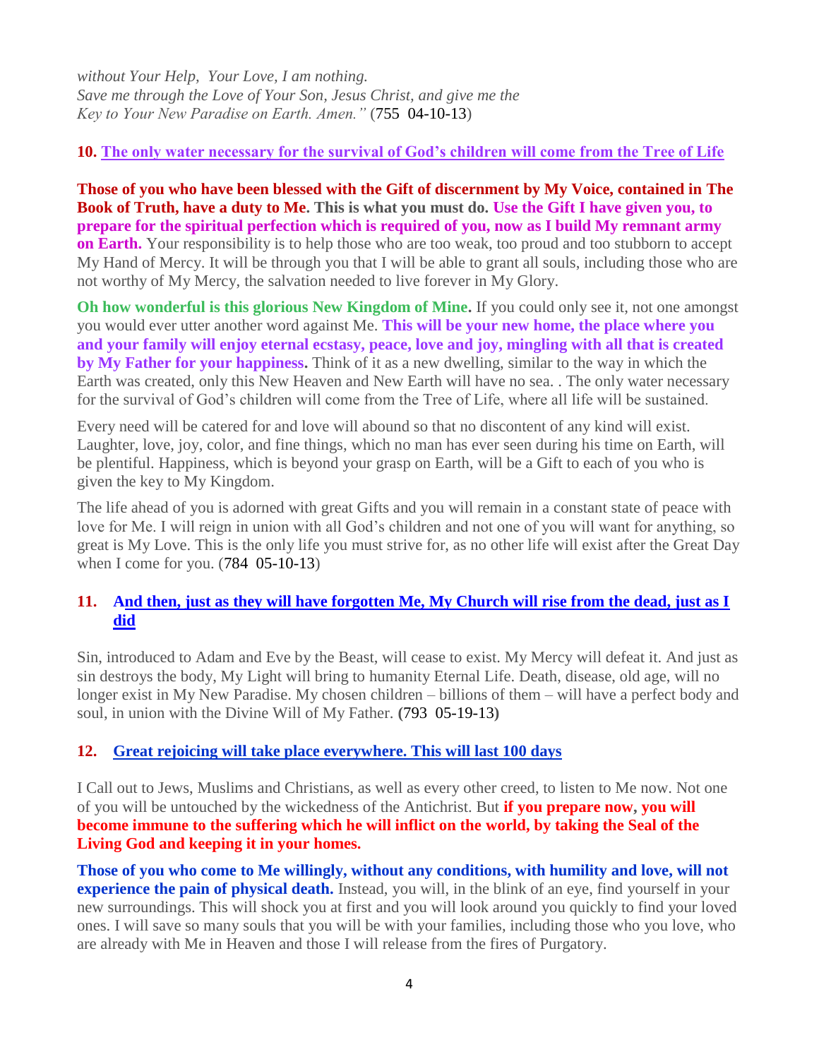*without Your Help, Your Love, I am nothing.*
*Save me through the Love of Your Son, Jesus Christ, and give me the*
*Key to Your New Paradise on Earth. Amen."* (755 04-10-13)

**10. The only water necessary for the survival of God's children will come from the Tree of Life**

**Those of you who have been blessed with the Gift of discernment by My Voice, contained in The Book of Truth, have a duty to Me. This is what you must do. Use the Gift I have given you, to prepare for the spiritual perfection which is required of you, now as I build My remnant army on Earth.** Your responsibility is to help those who are too weak, too proud and too stubborn to accept My Hand of Mercy. It will be through you that I will be able to grant all souls, including those who are not worthy of My Mercy, the salvation needed to live forever in My Glory.

**Oh how wonderful is this glorious New Kingdom of Mine.** If you could only see it, not one amongst you would ever utter another word against Me. **This will be your new home, the place where you and your family will enjoy eternal ecstasy, peace, love and joy, mingling with all that is created by My Father for your happiness.** Think of it as a new dwelling, similar to the way in which the Earth was created, only this New Heaven and New Earth will have no sea. . The only water necessary for the survival of God's children will come from the Tree of Life, where all life will be sustained.

Every need will be catered for and love will abound so that no discontent of any kind will exist. Laughter, love, joy, color, and fine things, which no man has ever seen during his time on Earth, will be plentiful. Happiness, which is beyond your grasp on Earth, will be a Gift to each of you who is given the key to My Kingdom.

The life ahead of you is adorned with great Gifts and you will remain in a constant state of peace with love for Me. I will reign in union with all God's children and not one of you will want for anything, so great is My Love. This is the only life you must strive for, as no other life will exist after the Great Day when I come for you. (784 05-10-13)

**11. And then, just as they will have forgotten Me, My Church will rise from the dead, just as I did**

Sin, introduced to Adam and Eve by the Beast, will cease to exist. My Mercy will defeat it. And just as sin destroys the body, My Light will bring to humanity Eternal Life. Death, disease, old age, will no longer exist in My New Paradise. My chosen children – billions of them – will have a perfect body and soul, in union with the Divine Will of My Father. **(**793 05-19-13**)**

**12. Great rejoicing will take place everywhere. This will last 100 days**

I Call out to Jews, Muslims and Christians, as well as every other creed, to listen to Me now. Not one of you will be untouched by the wickedness of the Antichrist. But **if you prepare now, you will become immune to the suffering which he will inflict on the world, by taking the Seal of the Living God and keeping it in your homes.**

**Those of you who come to Me willingly, without any conditions, with humility and love, will not experience the pain of physical death.** Instead, you will, in the blink of an eye, find yourself in your new surroundings. This will shock you at first and you will look around you quickly to find your loved ones. I will save so many souls that you will be with your families, including those who you love, who are already with Me in Heaven and those I will release from the fires of Purgatory.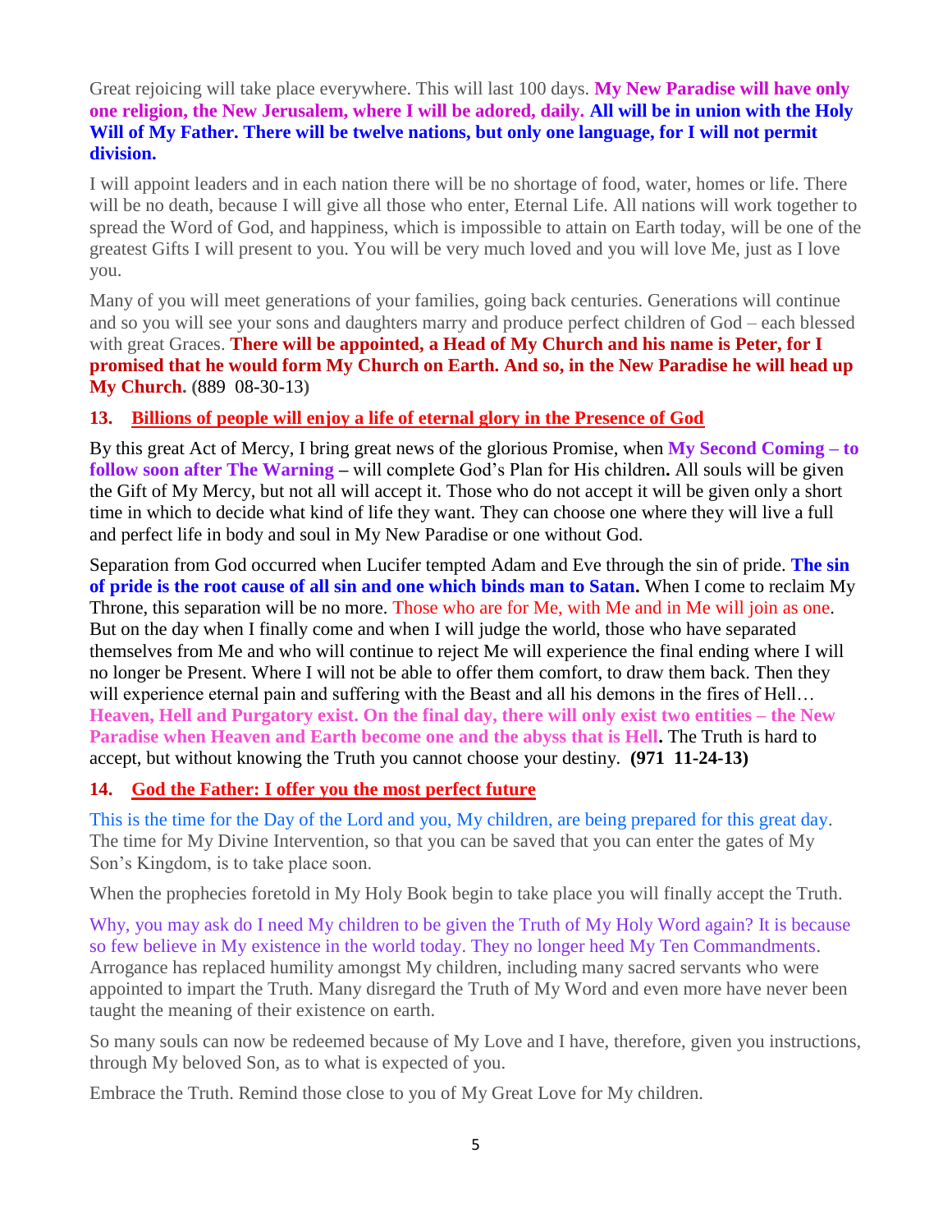Great rejoicing will take place everywhere. This will last 100 days. **My New Paradise will have only one religion, the New Jerusalem, where I will be adored, daily. All will be in union with the Holy Will of My Father. There will be twelve nations, but only one language, for I will not permit division.**

I will appoint leaders and in each nation there will be no shortage of food, water, homes or life. There will be no death, because I will give all those who enter, Eternal Life. All nations will work together to spread the Word of God, and happiness, which is impossible to attain on Earth today, will be one of the greatest Gifts I will present to you. You will be very much loved and you will love Me, just as I love you.

Many of you will meet generations of your families, going back centuries. Generations will continue and so you will see your sons and daughters marry and produce perfect children of God – each blessed with great Graces. **There will be appointed, a Head of My Church and his name is Peter, for I promised that he would form My Church on Earth. And so, in the New Paradise he will head up My Church.** (889 08-30-13)

### 13. Billions of people will enjoy a life of eternal glory in the Presence of God

By this great Act of Mercy, I bring great news of the glorious Promise, when **My Second Coming – to follow soon after The Warning** – will complete God's Plan for His children**.** All souls will be given the Gift of My Mercy, but not all will accept it. Those who do not accept it will be given only a short time in which to decide what kind of life they want. They can choose one where they will live a full and perfect life in body and soul in My New Paradise or one without God.

Separation from God occurred when Lucifer tempted Adam and Eve through the sin of pride. **The sin of pride is the root cause of all sin and one which binds man to Satan.** When I come to reclaim My Throne, this separation will be no more. Those who are for Me, with Me and in Me will join as one. But on the day when I finally come and when I will judge the world, those who have separated themselves from Me and who will continue to reject Me will experience the final ending where I will no longer be Present. Where I will not be able to offer them comfort, to draw them back. Then they will experience eternal pain and suffering with the Beast and all his demons in the fires of Hell… **Heaven, Hell and Purgatory exist. On the final day, there will only exist two entities – the New Paradise when Heaven and Earth become one and the abyss that is Hell.** The Truth is hard to accept, but without knowing the Truth you cannot choose your destiny. **(971 11-24-13)**

### 14. God the Father: I offer you the most perfect future

This is the time for the Day of the Lord and you, My children, are being prepared for this great day. The time for My Divine Intervention, so that you can be saved that you can enter the gates of My Son's Kingdom, is to take place soon.

When the prophecies foretold in My Holy Book begin to take place you will finally accept the Truth.

Why, you may ask do I need My children to be given the Truth of My Holy Word again? It is because so few believe in My existence in the world today. They no longer heed My Ten Commandments. Arrogance has replaced humility amongst My children, including many sacred servants who were appointed to impart the Truth. Many disregard the Truth of My Word and even more have never been taught the meaning of their existence on earth.

So many souls can now be redeemed because of My Love and I have, therefore, given you instructions, through My beloved Son, as to what is expected of you.

Embrace the Truth. Remind those close to you of My Great Love for My children.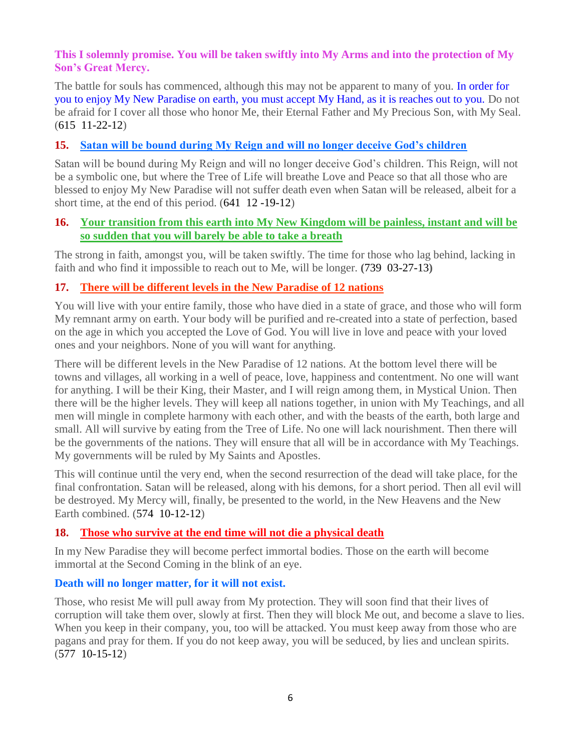**This I solemnly promise. You will be taken swiftly into My Arms and into the protection of My Son's Great Mercy.**

The battle for souls has commenced, although this may not be apparent to many of you. In order for you to enjoy My New Paradise on earth, you must accept My Hand, as it is reaches out to you. Do not be afraid for I cover all those who honor Me, their Eternal Father and My Precious Son, with My Seal. (615 11-22-12)

### 15. Satan will be bound during My Reign and will no longer deceive God's children

Satan will be bound during My Reign and will no longer deceive God's children. This Reign, will not be a symbolic one, but where the Tree of Life will breathe Love and Peace so that all those who are blessed to enjoy My New Paradise will not suffer death even when Satan will be released, albeit for a short time, at the end of this period. (641 12 -19-12)

### 16. Your transition from this earth into My New Kingdom will be painless, instant and will be so sudden that you will barely be able to take a breath

The strong in faith, amongst you, will be taken swiftly. The time for those who lag behind, lacking in faith and who find it impossible to reach out to Me, will be longer. (739 03-27-13)

### 17. There will be different levels in the New Paradise of 12 nations

You will live with your entire family, those who have died in a state of grace, and those who will form My remnant army on earth. Your body will be purified and re-created into a state of perfection, based on the age in which you accepted the Love of God. You will live in love and peace with your loved ones and your neighbors. None of you will want for anything.

There will be different levels in the New Paradise of 12 nations. At the bottom level there will be towns and villages, all working in a well of peace, love, happiness and contentment. No one will want for anything. I will be their King, their Master, and I will reign among them, in Mystical Union. Then there will be the higher levels. They will keep all nations together, in union with My Teachings, and all men will mingle in complete harmony with each other, and with the beasts of the earth, both large and small. All will survive by eating from the Tree of Life. No one will lack nourishment. Then there will be the governments of the nations. They will ensure that all will be in accordance with My Teachings. My governments will be ruled by My Saints and Apostles.

This will continue until the very end, when the second resurrection of the dead will take place, for the final confrontation. Satan will be released, along with his demons, for a short period. Then all evil will be destroyed. My Mercy will, finally, be presented to the world, in the New Heavens and the New Earth combined. (574 10-12-12)

### 18. Those who survive at the end time will not die a physical death

In my New Paradise they will become perfect immortal bodies. Those on the earth will become immortal at the Second Coming in the blink of an eye.

**Death will no longer matter, for it will not exist.**

Those, who resist Me will pull away from My protection. They will soon find that their lives of corruption will take them over, slowly at first. Then they will block Me out, and become a slave to lies. When you keep in their company, you, too will be attacked. You must keep away from those who are pagans and pray for them. If you do not keep away, you will be seduced, by lies and unclean spirits. (577 10-15-12)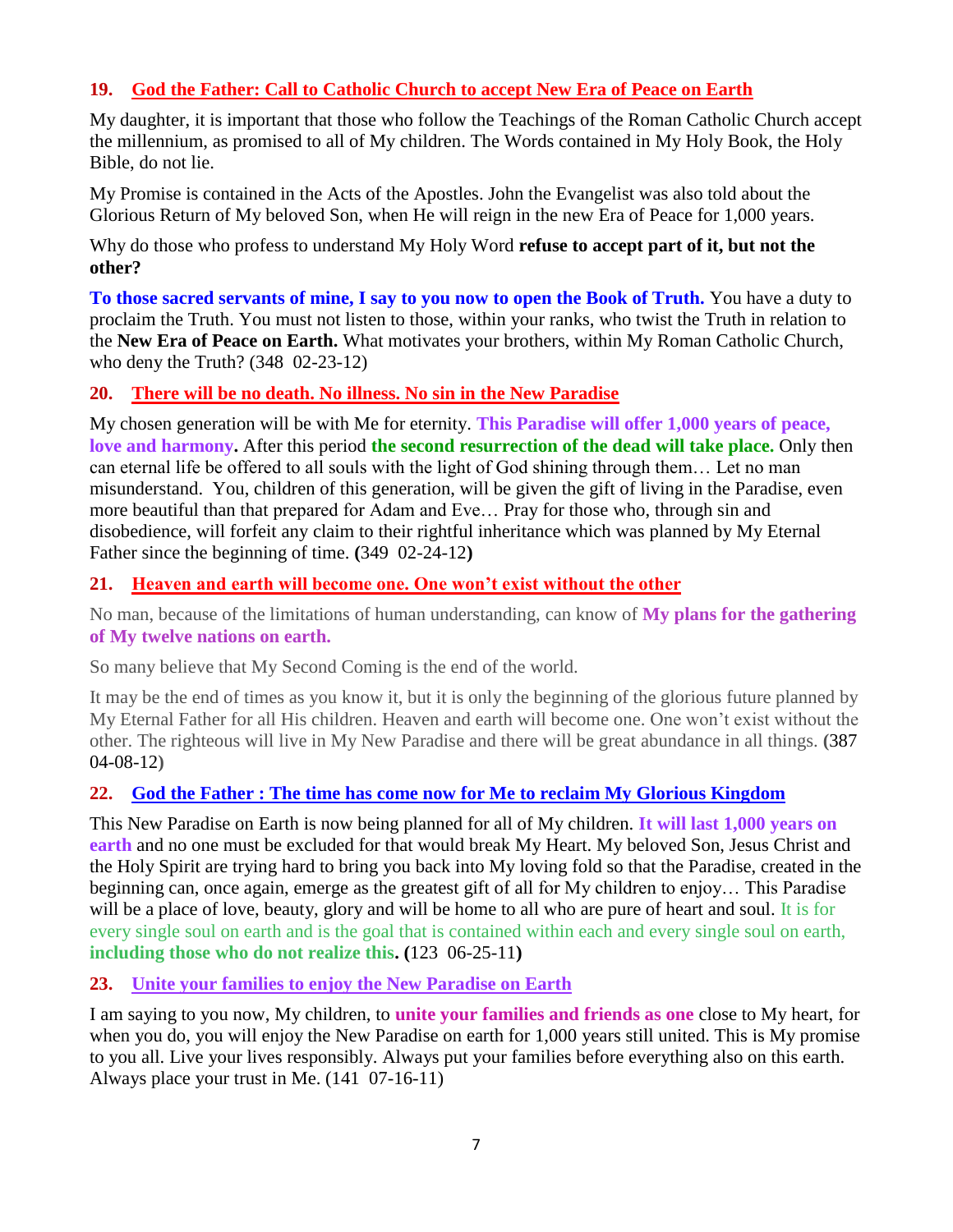### 19. God the Father: Call to Catholic Church to accept New Era of Peace on Earth

My daughter, it is important that those who follow the Teachings of the Roman Catholic Church accept the millennium, as promised to all of My children. The Words contained in My Holy Book, the Holy Bible, do not lie.

My Promise is contained in the Acts of the Apostles. John the Evangelist was also told about the Glorious Return of My beloved Son, when He will reign in the new Era of Peace for 1,000 years.

Why do those who profess to understand My Holy Word **refuse to accept part of it, but not the other?**

**To those sacred servants of mine, I say to you now to open the Book of Truth.** You have a duty to proclaim the Truth. You must not listen to those, within your ranks, who twist the Truth in relation to the **New Era of Peace on Earth.** What motivates your brothers, within My Roman Catholic Church, who deny the Truth? (348 02-23-12)

### 20. There will be no death. No illness. No sin in the New Paradise

My chosen generation will be with Me for eternity. **This Paradise will offer 1,000 years of peace, love and harmony.** After this period **the second resurrection of the dead will take place.** Only then can eternal life be offered to all souls with the light of God shining through them… Let no man misunderstand. You, children of this generation, will be given the gift of living in the Paradise, even more beautiful than that prepared for Adam and Eve… Pray for those who, through sin and disobedience, will forfeit any claim to their rightful inheritance which was planned by My Eternal Father since the beginning of time. **(**349 02-24-12**)**

### 21. Heaven and earth will become one. One won't exist without the other

No man, because of the limitations of human understanding, can know of **My plans for the gathering of My twelve nations on earth.**

So many believe that My Second Coming is the end of the world.

It may be the end of times as you know it, but it is only the beginning of the glorious future planned by My Eternal Father for all His children. Heaven and earth will become one. One won't exist without the other. The righteous will live in My New Paradise and there will be great abundance in all things. **(**387 04-08-12**)**

### 22. God the Father : The time has come now for Me to reclaim My Glorious Kingdom

This New Paradise on Earth is now being planned for all of My children. **It will last 1,000 years on earth** and no one must be excluded for that would break My Heart. My beloved Son, Jesus Christ and the Holy Spirit are trying hard to bring you back into My loving fold so that the Paradise, created in the beginning can, once again, emerge as the greatest gift of all for My children to enjoy… This Paradise will be a place of love, beauty, glory and will be home to all who are pure of heart and soul. It is for every single soul on earth and is the goal that is contained within each and every single soul on earth, **including those who do not realize this. (**123 06-25-11**)**

### 23. Unite your families to enjoy the New Paradise on Earth

I am saying to you now, My children, to **unite your families and friends as one** close to My heart, for when you do, you will enjoy the New Paradise on earth for 1,000 years still united. This is My promise to you all. Live your lives responsibly. Always put your families before everything also on this earth. Always place your trust in Me. (141 07-16-11)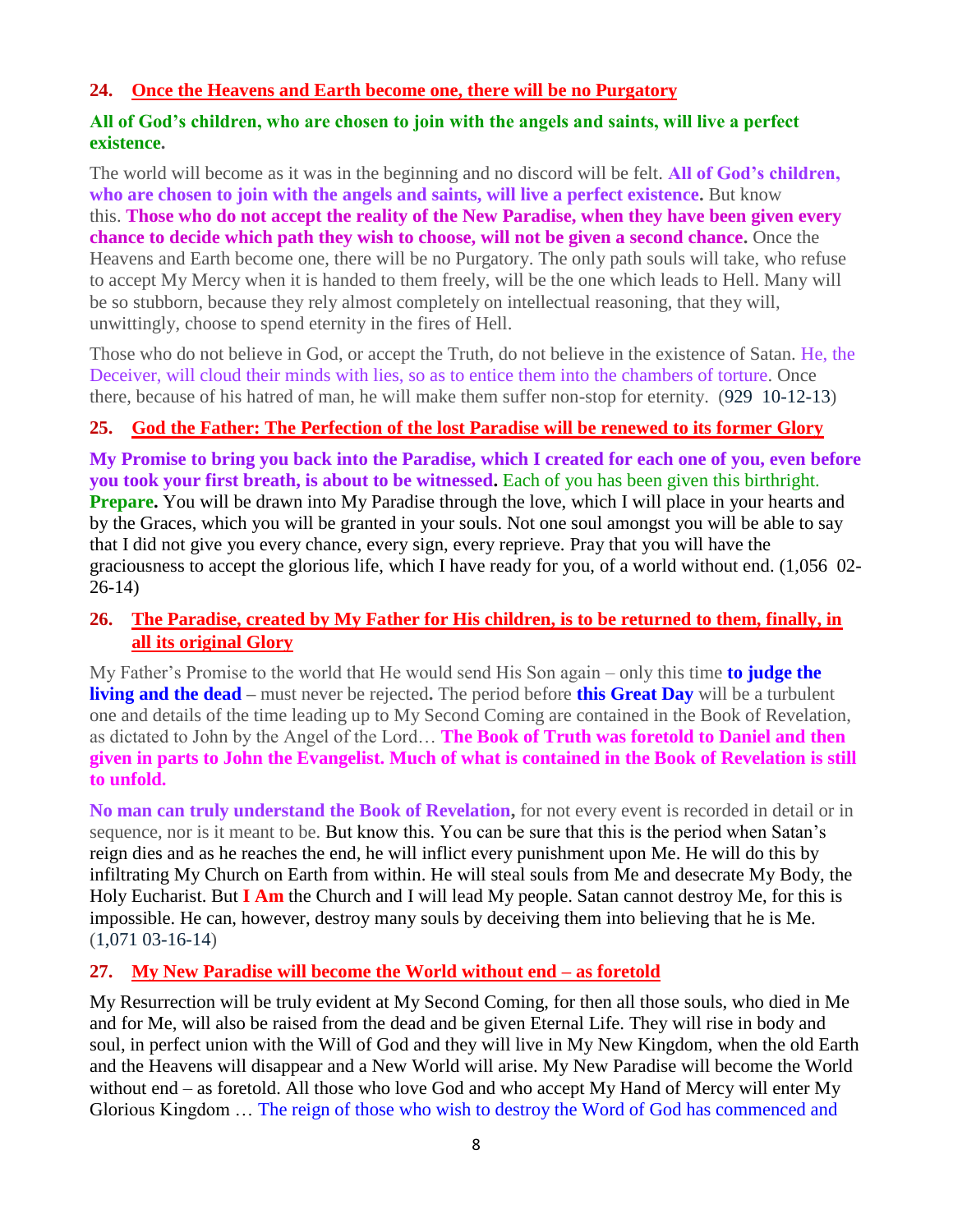### 24. Once the Heavens and Earth become one, there will be no Purgatory

**All of God's children, who are chosen to join with the angels and saints, will live a perfect existence.**

The world will become as it was in the beginning and no discord will be felt. **All of God's children, who are chosen to join with the angels and saints, will live a perfect existence.** But know this. **Those who do not accept the reality of the New Paradise, when they have been given every chance to decide which path they wish to choose, will not be given a second chance.** Once the Heavens and Earth become one, there will be no Purgatory. The only path souls will take, who refuse to accept My Mercy when it is handed to them freely, will be the one which leads to Hell. Many will be so stubborn, because they rely almost completely on intellectual reasoning, that they will, unwittingly, choose to spend eternity in the fires of Hell.

Those who do not believe in God, or accept the Truth, do not believe in the existence of Satan. He, the Deceiver, will cloud their minds with lies, so as to entice them into the chambers of torture. Once there, because of his hatred of man, he will make them suffer non-stop for eternity. (929 10-12-13)

### 25. God the Father: The Perfection of the lost Paradise will be renewed to its former Glory

**My Promise to bring you back into the Paradise, which I created for each one of you, even before you took your first breath, is about to be witnessed.** Each of you has been given this birthright. **Prepare.** You will be drawn into My Paradise through the love, which I will place in your hearts and by the Graces, which you will be granted in your souls. Not one soul amongst you will be able to say that I did not give you every chance, every sign, every reprieve. Pray that you will have the graciousness to accept the glorious life, which I have ready for you, of a world without end. (1,056 02-26-14)

### 26. The Paradise, created by My Father for His children, is to be returned to them, finally, in all its original Glory

My Father's Promise to the world that He would send His Son again – only this time **to judge the living and the dead** – must never be rejected**.** The period before **this Great Day** will be a turbulent one and details of the time leading up to My Second Coming are contained in the Book of Revelation, as dictated to John by the Angel of the Lord… **The Book of Truth was foretold to Daniel and then given in parts to John the Evangelist. Much of what is contained in the Book of Revelation is still to unfold.**

**No man can truly understand the Book of Revelation,** for not every event is recorded in detail or in sequence, nor is it meant to be. But know this. You can be sure that this is the period when Satan's reign dies and as he reaches the end, he will inflict every punishment upon Me. He will do this by infiltrating My Church on Earth from within. He will steal souls from Me and desecrate My Body, the Holy Eucharist. But **I Am** the Church and I will lead My people. Satan cannot destroy Me, for this is impossible. He can, however, destroy many souls by deceiving them into believing that he is Me. (1,071 03-16-14)

### 27. My New Paradise will become the World without end – as foretold

My Resurrection will be truly evident at My Second Coming, for then all those souls, who died in Me and for Me, will also be raised from the dead and be given Eternal Life. They will rise in body and soul, in perfect union with the Will of God and they will live in My New Kingdom, when the old Earth and the Heavens will disappear and a New World will arise. My New Paradise will become the World without end – as foretold. All those who love God and who accept My Hand of Mercy will enter My Glorious Kingdom … The reign of those who wish to destroy the Word of God has commenced and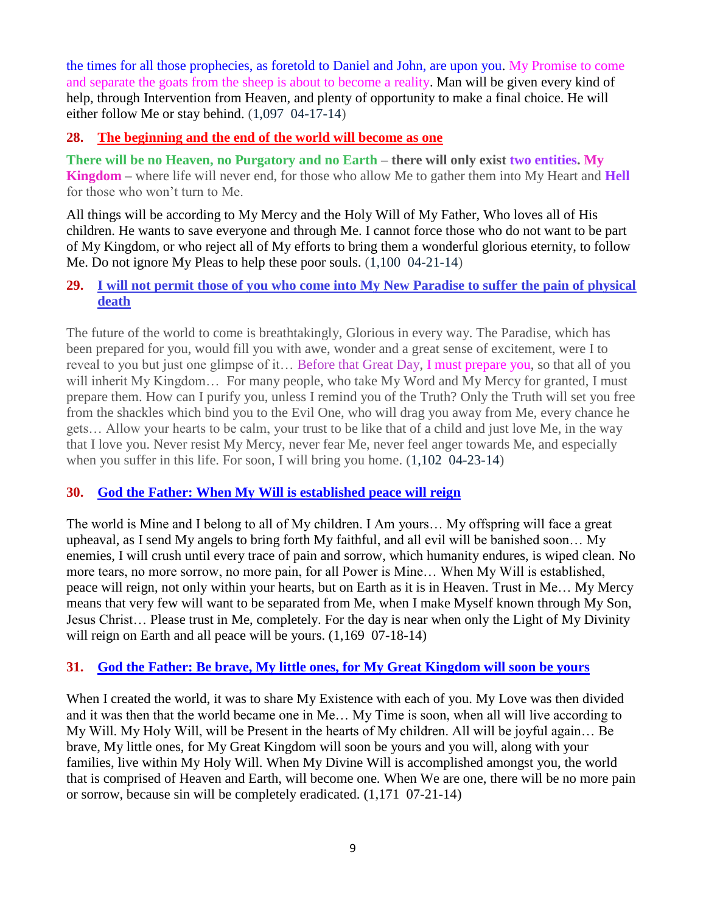the times for all those prophecies, as foretold to Daniel and John, are upon you. My Promise to come and separate the goats from the sheep is about to become a reality. Man will be given every kind of help, through Intervention from Heaven, and plenty of opportunity to make a final choice. He will either follow Me or stay behind. (1,097 04-17-14)

### 28. The beginning and the end of the world will become as one

**There will be no Heaven, no Purgatory and no Earth – there will only exist two entities. My Kingdom** – where life will never end, for those who allow Me to gather them into My Heart and **Hell** for those who won't turn to Me.

All things will be according to My Mercy and the Holy Will of My Father, Who loves all of His children. He wants to save everyone and through Me. I cannot force those who do not want to be part of My Kingdom, or who reject all of My efforts to bring them a wonderful glorious eternity, to follow Me. Do not ignore My Pleas to help these poor souls. (1,100 04-21-14)

### 29. I will not permit those of you who come into My New Paradise to suffer the pain of physical death

The future of the world to come is breathtakingly, Glorious in every way. The Paradise, which has been prepared for you, would fill you with awe, wonder and a great sense of excitement, were I to reveal to you but just one glimpse of it… Before that Great Day, I must prepare you, so that all of you will inherit My Kingdom… For many people, who take My Word and My Mercy for granted, I must prepare them. How can I purify you, unless I remind you of the Truth? Only the Truth will set you free from the shackles which bind you to the Evil One, who will drag you away from Me, every chance he gets… Allow your hearts to be calm, your trust to be like that of a child and just love Me, in the way that I love you. Never resist My Mercy, never fear Me, never feel anger towards Me, and especially when you suffer in this life. For soon, I will bring you home. (1,102 04-23-14)

### 30. God the Father: When My Will is established peace will reign

The world is Mine and I belong to all of My children. I Am yours… My offspring will face a great upheaval, as I send My angels to bring forth My faithful, and all evil will be banished soon… My enemies, I will crush until every trace of pain and sorrow, which humanity endures, is wiped clean. No more tears, no more sorrow, no more pain, for all Power is Mine… When My Will is established, peace will reign, not only within your hearts, but on Earth as it is in Heaven. Trust in Me… My Mercy means that very few will want to be separated from Me, when I make Myself known through My Son, Jesus Christ… Please trust in Me, completely. For the day is near when only the Light of My Divinity will reign on Earth and all peace will be yours. (1,169 07-18-14)

### 31. God the Father: Be brave, My little ones, for My Great Kingdom will soon be yours

When I created the world, it was to share My Existence with each of you. My Love was then divided and it was then that the world became one in Me… My Time is soon, when all will live according to My Will. My Holy Will, will be Present in the hearts of My children. All will be joyful again… Be brave, My little ones, for My Great Kingdom will soon be yours and you will, along with your families, live within My Holy Will. When My Divine Will is accomplished amongst you, the world that is comprised of Heaven and Earth, will become one. When We are one, there will be no more pain or sorrow, because sin will be completely eradicated. (1,171 07-21-14)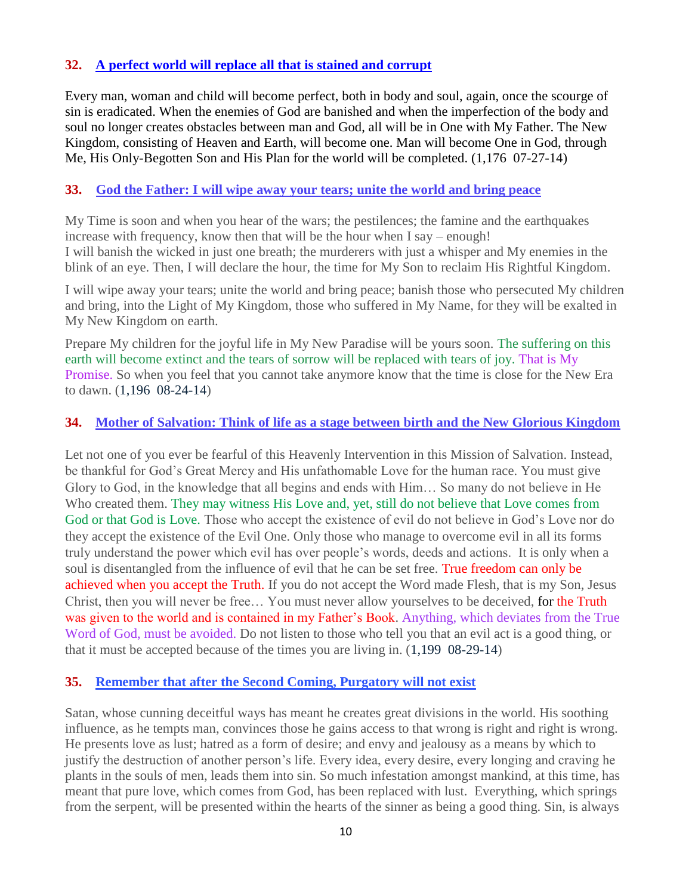## 32. A perfect world will replace all that is stained and corrupt

Every man, woman and child will become perfect, both in body and soul, again, once the scourge of sin is eradicated. When the enemies of God are banished and when the imperfection of the body and soul no longer creates obstacles between man and God, all will be in One with My Father. The New Kingdom, consisting of Heaven and Earth, will become one. Man will become One in God, through Me, His Only-Begotten Son and His Plan for the world will be completed. (1,176 07-27-14)

## 33. God the Father: I will wipe away your tears; unite the world and bring peace

My Time is soon and when you hear of the wars; the pestilences; the famine and the earthquakes increase with frequency, know then that will be the hour when I say – enough!
I will banish the wicked in just one breath; the murderers with just a whisper and My enemies in the blink of an eye. Then, I will declare the hour, the time for My Son to reclaim His Rightful Kingdom.

I will wipe away your tears; unite the world and bring peace; banish those who persecuted My children and bring, into the Light of My Kingdom, those who suffered in My Name, for they will be exalted in My New Kingdom on earth.

Prepare My children for the joyful life in My New Paradise will be yours soon. The suffering on this earth will become extinct and the tears of sorrow will be replaced with tears of joy. That is My Promise. So when you feel that you cannot take anymore know that the time is close for the New Era to dawn. (1,196 08-24-14)

## 34. Mother of Salvation: Think of life as a stage between birth and the New Glorious Kingdom

Let not one of you ever be fearful of this Heavenly Intervention in this Mission of Salvation. Instead, be thankful for God's Great Mercy and His unfathomable Love for the human race. You must give Glory to God, in the knowledge that all begins and ends with Him… So many do not believe in He Who created them. They may witness His Love and, yet, still do not believe that Love comes from God or that God is Love. Those who accept the existence of evil do not believe in God's Love nor do they accept the existence of the Evil One. Only those who manage to overcome evil in all its forms truly understand the power which evil has over people's words, deeds and actions. It is only when a soul is disentangled from the influence of evil that he can be set free. True freedom can only be achieved when you accept the Truth. If you do not accept the Word made Flesh, that is my Son, Jesus Christ, then you will never be free… You must never allow yourselves to be deceived, for the Truth was given to the world and is contained in my Father's Book. Anything, which deviates from the True Word of God, must be avoided. Do not listen to those who tell you that an evil act is a good thing, or that it must be accepted because of the times you are living in. (1,199 08-29-14)

## 35. Remember that after the Second Coming, Purgatory will not exist

Satan, whose cunning deceitful ways has meant he creates great divisions in the world. His soothing influence, as he tempts man, convinces those he gains access to that wrong is right and right is wrong. He presents love as lust; hatred as a form of desire; and envy and jealousy as a means by which to justify the destruction of another person's life. Every idea, every desire, every longing and craving he plants in the souls of men, leads them into sin. So much infestation amongst mankind, at this time, has meant that pure love, which comes from God, has been replaced with lust. Everything, which springs from the serpent, will be presented within the hearts of the sinner as being a good thing. Sin, is always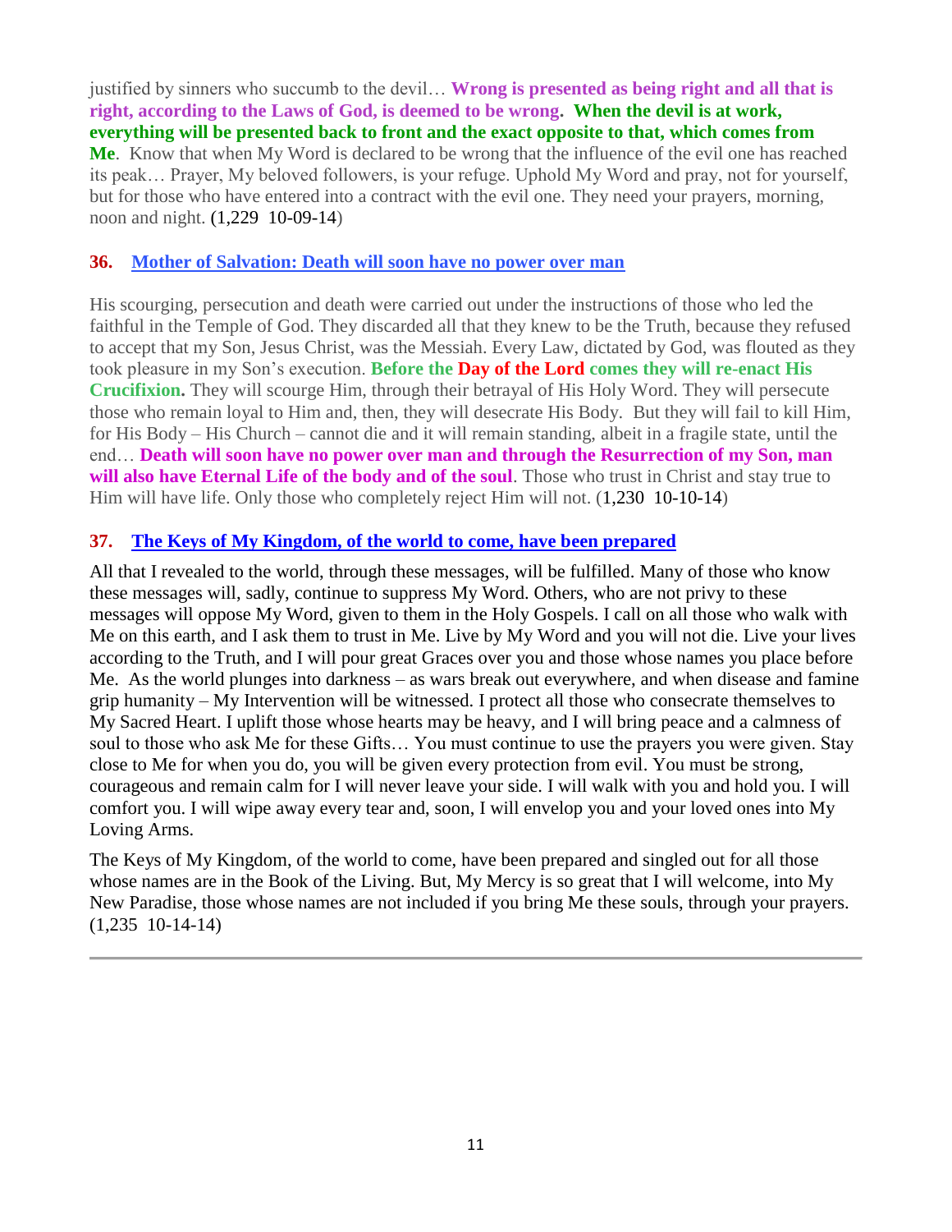justified by sinners who succumb to the devil… **Wrong is presented as being right and all that is right, according to the Laws of God, is deemed to be wrong. When the devil is at work, everything will be presented back to front and the exact opposite to that, which comes from Me**. Know that when My Word is declared to be wrong that the influence of the evil one has reached its peak… Prayer, My beloved followers, is your refuge. Uphold My Word and pray, not for yourself, but for those who have entered into a contract with the evil one. They need your prayers, morning, noon and night. (1,229 10-09-14)

## 36. Mother of Salvation: Death will soon have no power over man

His scourging, persecution and death were carried out under the instructions of those who led the faithful in the Temple of God. They discarded all that they knew to be the Truth, because they refused to accept that my Son, Jesus Christ, was the Messiah. Every Law, dictated by God, was flouted as they took pleasure in my Son's execution. **Before the Day of the Lord comes they will re-enact His Crucifixion.** They will scourge Him, through their betrayal of His Holy Word. They will persecute those who remain loyal to Him and, then, they will desecrate His Body. But they will fail to kill Him, for His Body – His Church – cannot die and it will remain standing, albeit in a fragile state, until the end… **Death will soon have no power over man and through the Resurrection of my Son, man will also have Eternal Life of the body and of the soul**. Those who trust in Christ and stay true to Him will have life. Only those who completely reject Him will not. (1,230 10-10-14)

## 37. The Keys of My Kingdom, of the world to come, have been prepared

All that I revealed to the world, through these messages, will be fulfilled. Many of those who know these messages will, sadly, continue to suppress My Word. Others, who are not privy to these messages will oppose My Word, given to them in the Holy Gospels. I call on all those who walk with Me on this earth, and I ask them to trust in Me. Live by My Word and you will not die. Live your lives according to the Truth, and I will pour great Graces over you and those whose names you place before Me. As the world plunges into darkness – as wars break out everywhere, and when disease and famine grip humanity – My Intervention will be witnessed. I protect all those who consecrate themselves to My Sacred Heart. I uplift those whose hearts may be heavy, and I will bring peace and a calmness of soul to those who ask Me for these Gifts… You must continue to use the prayers you were given. Stay close to Me for when you do, you will be given every protection from evil. You must be strong, courageous and remain calm for I will never leave your side. I will walk with you and hold you. I will comfort you. I will wipe away every tear and, soon, I will envelop you and your loved ones into My Loving Arms.

The Keys of My Kingdom, of the world to come, have been prepared and singled out for all those whose names are in the Book of the Living. But, My Mercy is so great that I will welcome, into My New Paradise, those whose names are not included if you bring Me these souls, through your prayers. (1,235 10-14-14)